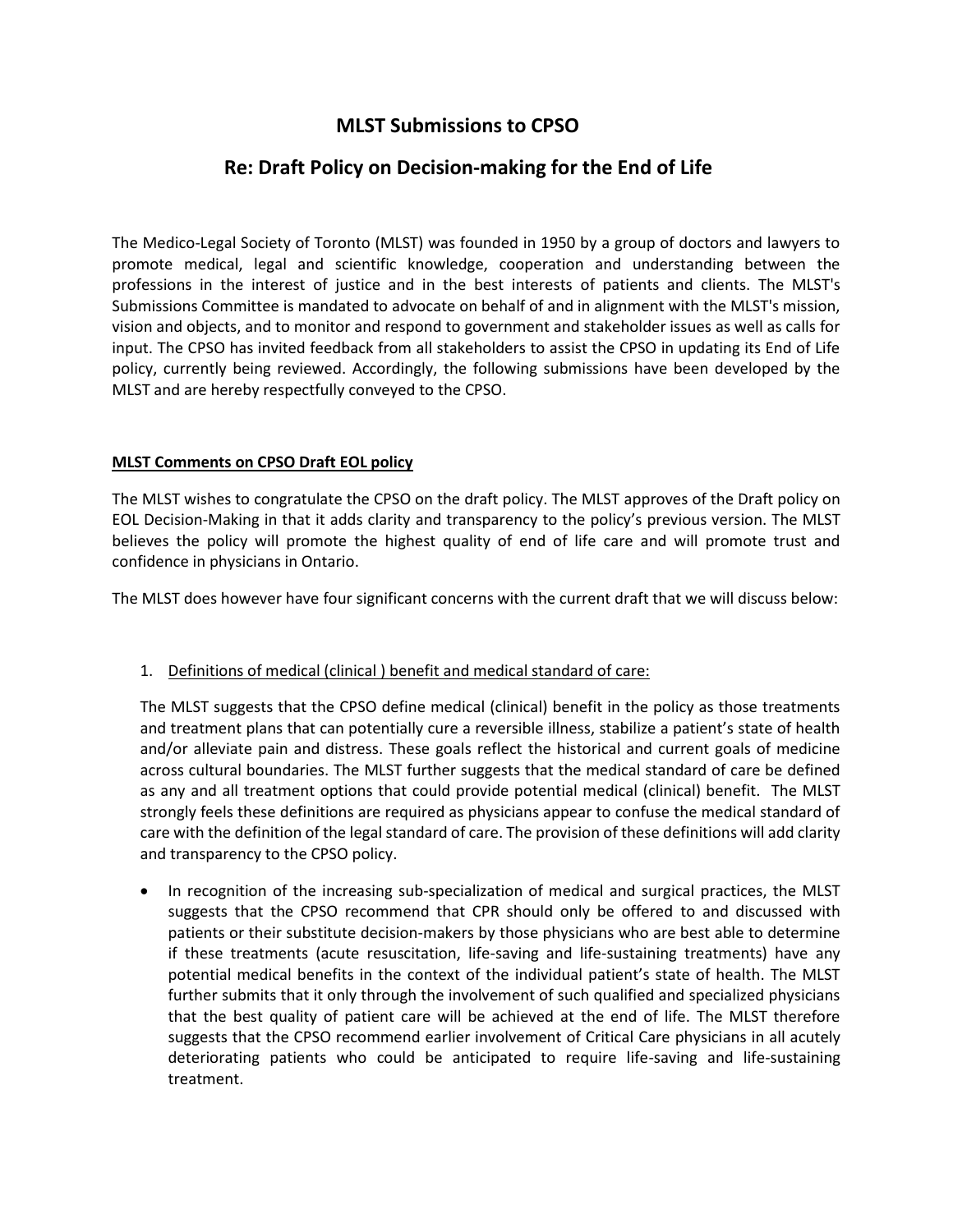# MLST Submissions to CPSO

## Re: Draft Policy on Decision-making for the End of Life

The Medico-Legal Society of Toronto (MLST) was founded in 1950 by a group of doctors and lawyers to promote medical, legal and scientific knowledge, cooperation and understanding between the professions in the interest of justice and in the best interests of patients and clients. The MLST's Submissions Committee is mandated to advocate on behalf of and in alignment with the MLST's mission, vision and objects, and to monitor and respond to government and stakeholder issues as well as calls for input. The CPSO has invited feedback from all stakeholders to assist the CPSO in updating its End of Life policy, currently being reviewed. Accordingly, the following submissions have been developed by the MLST and are hereby respectfully conveyed to the CPSO.

**<u>MLST Comments on CPSO Draft EOL policy</u>**

The MLST wishes to congratulate the CPSO on the draft policy. The MLST approves of the Draft policy on EOL Decision-Making in that it adds clarity and transparency to the policy's previous version. The MLST believes the policy will promote the highest quality of end of life care and will promote trust and confidence in physicians in Ontario.

The MLST does however have four significant concerns with the current draft that we will discuss below:

1. <u>Definitions of medical (clinical ) benefit and medical standard of care:</u>

   The MLST suggests that the CPSO define medical (clinical) benefit in the policy as those treatments and treatment plans that can potentially cure a reversible illness, stabilize a patient's state of health and/or alleviate pain and distress. These goals reflect the historical and current goals of medicine across cultural boundaries. The MLST further suggests that the medical standard of care be defined as any and all treatment options that could provide potential medical (clinical) benefit. The MLST strongly feels these definitions are required as physicians appear to confuse the medical standard of care with the definition of the legal standard of care. The provision of these definitions will add clarity and transparency to the CPSO policy.

- In recognition of the increasing sub-specialization of medical and surgical practices, the MLST suggests that the CPSO recommend that CPR should only be offered to and discussed with patients or their substitute decision-makers by those physicians who are best able to determine if these treatments (acute resuscitation, life-saving and life-sustaining treatments) have any potential medical benefits in the context of the individual patient's state of health. The MLST further submits that it only through the involvement of such qualified and specialized physicians that the best quality of patient care will be achieved at the end of life. The MLST therefore suggests that the CPSO recommend earlier involvement of Critical Care physicians in all acutely deteriorating patients who could be anticipated to require life-saving and life-sustaining treatment.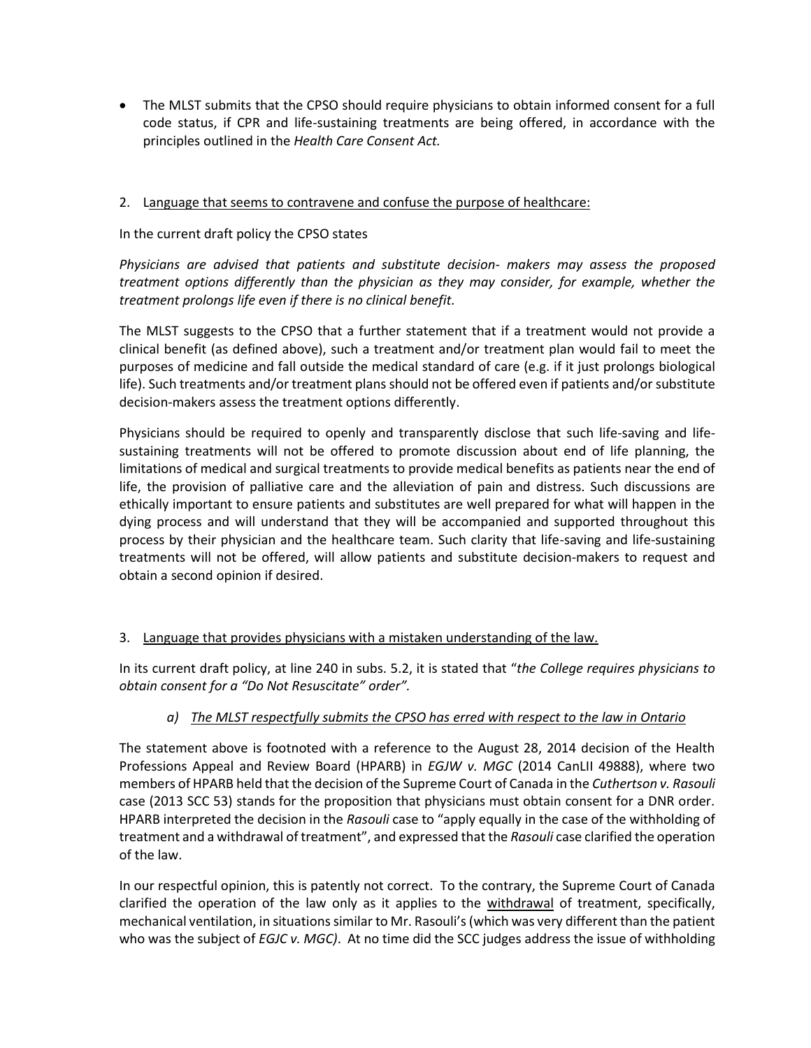- The MLST submits that the CPSO should require physicians to obtain informed consent for a full code status, if CPR and life-sustaining treatments are being offered, in accordance with the principles outlined in the *Health Care Consent Act.*

2. <u>Language that seems to contravene and confuse the purpose of healthcare:</u>

In the current draft policy the CPSO states

*Physicians are advised that patients and substitute decision- makers may assess the proposed treatment options differently than the physician as they may consider, for example, whether the treatment prolongs life even if there is no clinical benefit.*

The MLST suggests to the CPSO that a further statement that if a treatment would not provide a clinical benefit (as defined above), such a treatment and/or treatment plan would fail to meet the purposes of medicine and fall outside the medical standard of care (e.g. if it just prolongs biological life). Such treatments and/or treatment plans should not be offered even if patients and/or substitute decision-makers assess the treatment options differently.

Physicians should be required to openly and transparently disclose that such life-saving and life-sustaining treatments will not be offered to promote discussion about end of life planning, the limitations of medical and surgical treatments to provide medical benefits as patients near the end of life, the provision of palliative care and the alleviation of pain and distress. Such discussions are ethically important to ensure patients and substitutes are well prepared for what will happen in the dying process and will understand that they will be accompanied and supported throughout this process by their physician and the healthcare team. Such clarity that life-saving and life-sustaining treatments will not be offered, will allow patients and substitute decision-makers to request and obtain a second opinion if desired.

3. <u>Language that provides physicians with a mistaken understanding of the law.</u>

In its current draft policy, at line 240 in subs. 5.2, it is stated that "*the College requires physicians to obtain consent for a "Do Not Resuscitate" order".*

*a) <u>The MLST respectfully submits the CPSO has erred with respect to the law in Ontario</u>*

The statement above is footnoted with a reference to the August 28, 2014 decision of the Health Professions Appeal and Review Board (HPARB) in *EGJW v. MGC* (2014 CanLII 49888), where two members of HPARB held that the decision of the Supreme Court of Canada in the *Cuthertson v. Rasouli* case (2013 SCC 53) stands for the proposition that physicians must obtain consent for a DNR order. HPARB interpreted the decision in the *Rasouli* case to "apply equally in the case of the withholding of treatment and a withdrawal of treatment", and expressed that the *Rasouli* case clarified the operation of the law.

In our respectful opinion, this is patently not correct. To the contrary, the Supreme Court of Canada clarified the operation of the law only as it applies to the <u>withdrawal</u> of treatment, specifically, mechanical ventilation, in situations similar to Mr. Rasouli's (which was very different than the patient who was the subject of *EGJC v. MGC)*. At no time did the SCC judges address the issue of withholding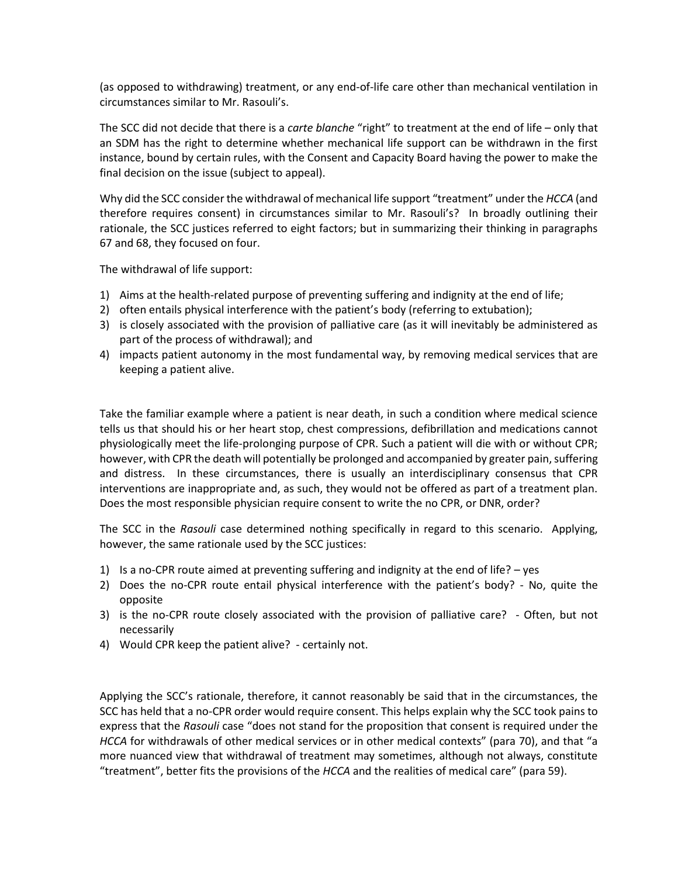(as opposed to withdrawing) treatment, or any end-of-life care other than mechanical ventilation in circumstances similar to Mr. Rasouli's.

The SCC did not decide that there is a *carte blanche* "right" to treatment at the end of life – only that an SDM has the right to determine whether mechanical life support can be withdrawn in the first instance, bound by certain rules, with the Consent and Capacity Board having the power to make the final decision on the issue (subject to appeal).

Why did the SCC consider the withdrawal of mechanical life support "treatment" under the *HCCA* (and therefore requires consent) in circumstances similar to Mr. Rasouli's? In broadly outlining their rationale, the SCC justices referred to eight factors; but in summarizing their thinking in paragraphs 67 and 68, they focused on four.

The withdrawal of life support:

1) Aims at the health-related purpose of preventing suffering and indignity at the end of life;
2) often entails physical interference with the patient's body (referring to extubation);
3) is closely associated with the provision of palliative care (as it will inevitably be administered as part of the process of withdrawal); and
4) impacts patient autonomy in the most fundamental way, by removing medical services that are keeping a patient alive.

Take the familiar example where a patient is near death, in such a condition where medical science tells us that should his or her heart stop, chest compressions, defibrillation and medications cannot physiologically meet the life-prolonging purpose of CPR. Such a patient will die with or without CPR; however, with CPR the death will potentially be prolonged and accompanied by greater pain, suffering and distress. In these circumstances, there is usually an interdisciplinary consensus that CPR interventions are inappropriate and, as such, they would not be offered as part of a treatment plan. Does the most responsible physician require consent to write the no CPR, or DNR, order?

The SCC in the *Rasouli* case determined nothing specifically in regard to this scenario. Applying, however, the same rationale used by the SCC justices:

1) Is a no-CPR route aimed at preventing suffering and indignity at the end of life? – yes
2) Does the no-CPR route entail physical interference with the patient's body? - No, quite the opposite
3) is the no-CPR route closely associated with the provision of palliative care? - Often, but not necessarily
4) Would CPR keep the patient alive? - certainly not.

Applying the SCC's rationale, therefore, it cannot reasonably be said that in the circumstances, the SCC has held that a no-CPR order would require consent. This helps explain why the SCC took pains to express that the *Rasouli* case "does not stand for the proposition that consent is required under the *HCCA* for withdrawals of other medical services or in other medical contexts" (para 70), and that "a more nuanced view that withdrawal of treatment may sometimes, although not always, constitute "treatment", better fits the provisions of the *HCCA* and the realities of medical care" (para 59).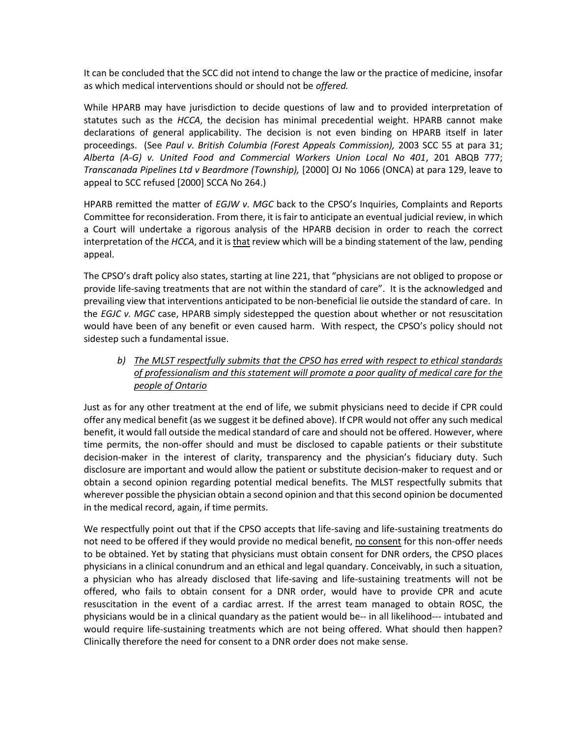It can be concluded that the SCC did not intend to change the law or the practice of medicine, insofar as which medical interventions should or should not be *offered.*

While HPARB may have jurisdiction to decide questions of law and to provided interpretation of statutes such as the *HCCA*, the decision has minimal precedential weight. HPARB cannot make declarations of general applicability. The decision is not even binding on HPARB itself in later proceedings. (See *Paul v. British Columbia (Forest Appeals Commission),* 2003 SCC 55 at para 31; *Alberta (A-G) v. United Food and Commercial Workers Union Local No 401*, 201 ABQB 777; *Transcanada Pipelines Ltd v Beardmore (Township),* [2000] OJ No 1066 (ONCA) at para 129, leave to appeal to SCC refused [2000] SCCA No 264.)

HPARB remitted the matter of *EGJW v. MGC* back to the CPSO's Inquiries, Complaints and Reports Committee for reconsideration. From there, it is fair to anticipate an eventual judicial review, in which a Court will undertake a rigorous analysis of the HPARB decision in order to reach the correct interpretation of the *HCCA*, and it is <u>that</u> review which will be a binding statement of the law, pending appeal.

The CPSO's draft policy also states, starting at line 221, that "physicians are not obliged to propose or provide life-saving treatments that are not within the standard of care". It is the acknowledged and prevailing view that interventions anticipated to be non-beneficial lie outside the standard of care. In the *EGJC v. MGC* case, HPARB simply sidestepped the question about whether or not resuscitation would have been of any benefit or even caused harm. With respect, the CPSO's policy should not sidestep such a fundamental issue.

b) <u>*The MLST respectfully submits that the CPSO has erred with respect to ethical standards of professionalism and this statement will promote a poor quality of medical care for the people of Ontario*</u>

Just as for any other treatment at the end of life, we submit physicians need to decide if CPR could offer any medical benefit (as we suggest it be defined above). If CPR would not offer any such medical benefit, it would fall outside the medical standard of care and should not be offered. However, where time permits, the non-offer should and must be disclosed to capable patients or their substitute decision-maker in the interest of clarity, transparency and the physician's fiduciary duty. Such disclosure are important and would allow the patient or substitute decision-maker to request and or obtain a second opinion regarding potential medical benefits. The MLST respectfully submits that wherever possible the physician obtain a second opinion and that this second opinion be documented in the medical record, again, if time permits.

We respectfully point out that if the CPSO accepts that life-saving and life-sustaining treatments do not need to be offered if they would provide no medical benefit, <u>no consent</u> for this non-offer needs to be obtained. Yet by stating that physicians must obtain consent for DNR orders, the CPSO places physicians in a clinical conundrum and an ethical and legal quandary. Conceivably, in such a situation, a physician who has already disclosed that life-saving and life-sustaining treatments will not be offered, who fails to obtain consent for a DNR order, would have to provide CPR and acute resuscitation in the event of a cardiac arrest. If the arrest team managed to obtain ROSC, the physicians would be in a clinical quandary as the patient would be-- in all likelihood--- intubated and would require life-sustaining treatments which are not being offered. What should then happen? Clinically therefore the need for consent to a DNR order does not make sense.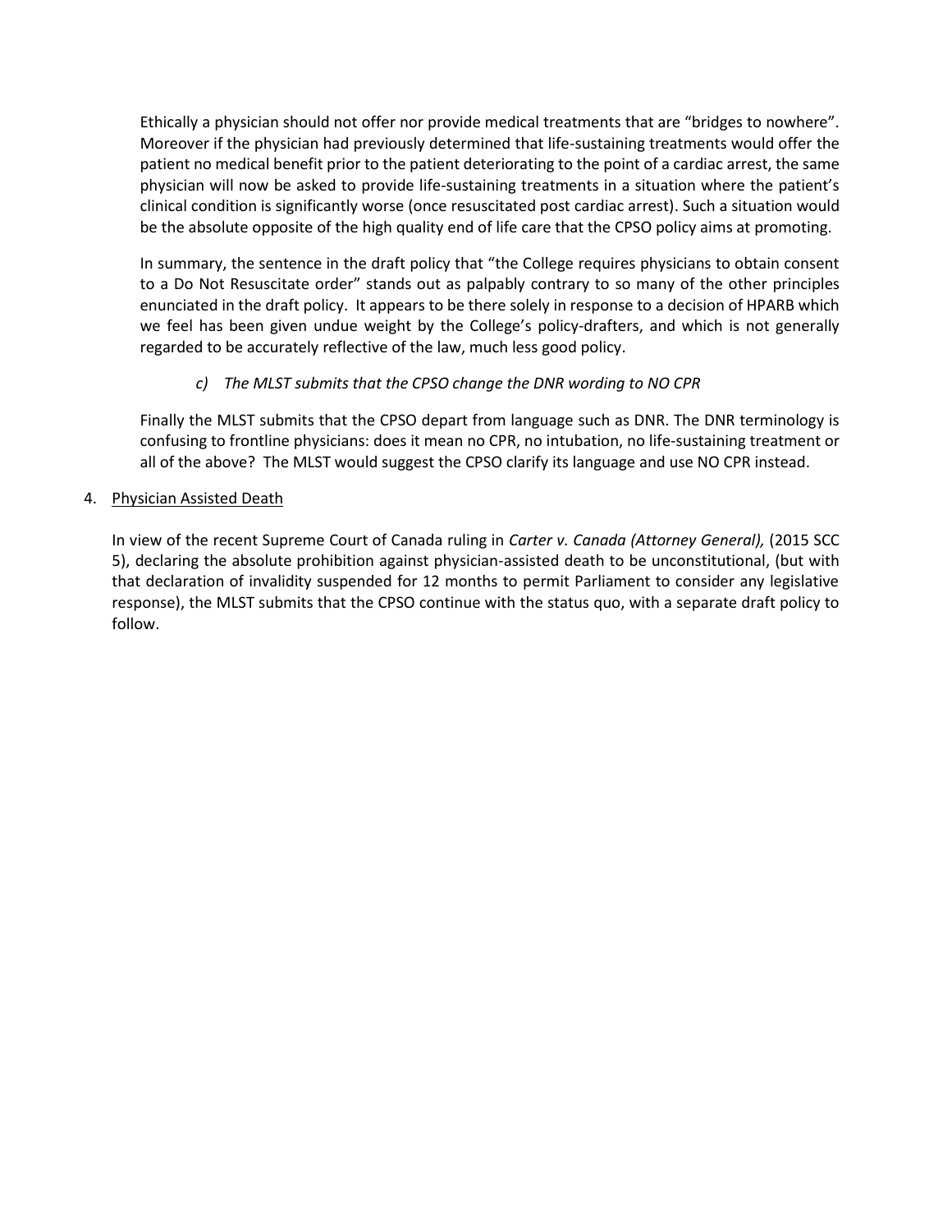Ethically a physician should not offer nor provide medical treatments that are “bridges to nowhere”. Moreover if the physician had previously determined that life-sustaining treatments would offer the patient no medical benefit prior to the patient deteriorating to the point of a cardiac arrest, the same physician will now be asked to provide life-sustaining treatments in a situation where the patient’s clinical condition is significantly worse (once resuscitated post cardiac arrest). Such a situation would be the absolute opposite of the high quality end of life care that the CPSO policy aims at promoting.

In summary, the sentence in the draft policy that “the College requires physicians to obtain consent to a Do Not Resuscitate order” stands out as palpably contrary to so many of the other principles enunciated in the draft policy. It appears to be there solely in response to a decision of HPARB which we feel has been given undue weight by the College’s policy-drafters, and which is not generally regarded to be accurately reflective of the law, much less good policy.

*c) The MLST submits that the CPSO change the DNR wording to NO CPR*

Finally the MLST submits that the CPSO depart from language such as DNR. The DNR terminology is confusing to frontline physicians: does it mean no CPR, no intubation, no life-sustaining treatment or all of the above? The MLST would suggest the CPSO clarify its language and use NO CPR instead.

4. Physician Assisted Death

In view of the recent Supreme Court of Canada ruling in *Carter v. Canada (Attorney General),* (2015 SCC 5), declaring the absolute prohibition against physician-assisted death to be unconstitutional, (but with that declaration of invalidity suspended for 12 months to permit Parliament to consider any legislative response), the MLST submits that the CPSO continue with the status quo, with a separate draft policy to follow.